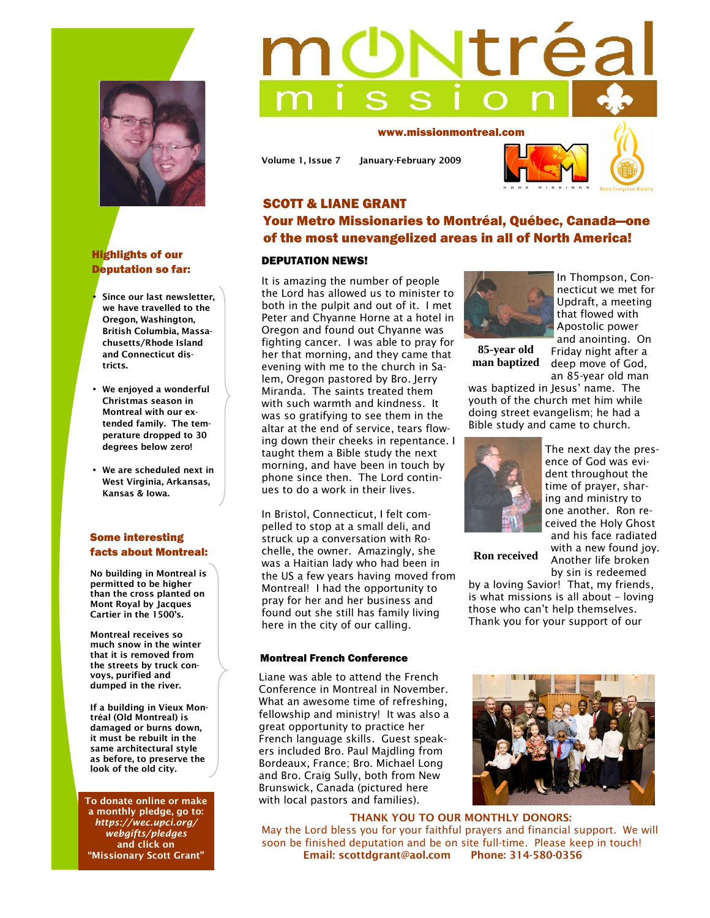# Montréal Mission

www.missionmontreal.com

Volume 1, Issue 7 January-February 2009

## SCOTT & LIANE GRANT

## Your Metro Missionaries to Montréal, Québec, Canada—one of the most unevangelized areas in all of North America!

### DEPUTATION NEWS!

It is amazing the number of people the Lord has allowed us to minister to both in the pulpit and out of it. I met Peter and Chyanne Horne at a hotel in Oregon and found out Chyanne was fighting cancer. I was able to pray for her that morning, and they came that evening with me to the church in Salem, Oregon pastored by Bro. Jerry Miranda. The saints treated them with such warmth and kindness. It was so gratifying to see them in the altar at the end of service, tears flowing down their cheeks in repentance. I taught them a Bible study the next morning, and have been in touch by phone since then. The Lord continues to do a work in their lives.

In Bristol, Connecticut, I felt compelled to stop at a small deli, and struck up a conversation with Rochelle, the owner. Amazingly, she was a Haitian lady who had been in the US a few years having moved from Montreal! I had the opportunity to pray for her and her business and found out she still has family living here in the city of our calling.

85-year old man baptized

In Thompson, Connecticut we met for Updraft, a meeting that flowed with Apostolic power and anointing. On Friday night after a deep move of God, an 85-year old man was baptized in Jesus' name. The youth of the church met him while doing street evangelism; he had a Bible study and came to church.

Ron received

The next day the presence of God was evident throughout the time of prayer, sharing and ministry to one another. Ron received the Holy Ghost and his face radiated with a new found joy. Another life broken by sin is redeemed by a loving Savior! That, my friends, is what missions is all about – loving those who can't help themselves. Thank you for your support of our

### Montreal French Conference

Liane was able to attend the French Conference in Montreal in November. What an awesome time of refreshing, fellowship and ministry! It was also a great opportunity to practice her French language skills. Guest speakers included Bro. Paul Majdling from Bordeaux, France; Bro. Michael Long and Bro. Craig Sully, both from New Brunswick, Canada (pictured here with local pastors and families).

**THANK YOU TO OUR MONTHLY DONORS:**

May the Lord bless you for your faithful prayers and financial support. We will soon be finished deputation and be on site full-time. Please keep in touch!

**Email: scottdgrant@aol.com Phone: 314-580-0356**

### Highlights of our Deputation so far:

- Since our last newsletter, we have travelled to the Oregon, Washington, British Columbia, Massachusetts/Rhode Island and Connecticut districts.
- We enjoyed a wonderful Christmas season in Montreal with our extended family. The temperature dropped to 30 degrees below zero!
- We are scheduled next in West Virginia, Arkansas, Kansas & Iowa.

### Some interesting facts about Montreal:

No building in Montreal is permitted to be higher than the cross planted on Mont Royal by Jacques Cartier in the 1500's.

Montreal receives so much snow in the winter that it is removed from the streets by truck convoys, purified and dumped in the river.

If a building in Vieux Montréal (Old Montreal) is damaged or burns down, it must be rebuilt in the same architectural style as before, to preserve the look of the old city.

**To donate online or make a monthly pledge, go to:** ***https://wec.upci.org/webgifts/pledges*** **and click on "Missionary Scott Grant"**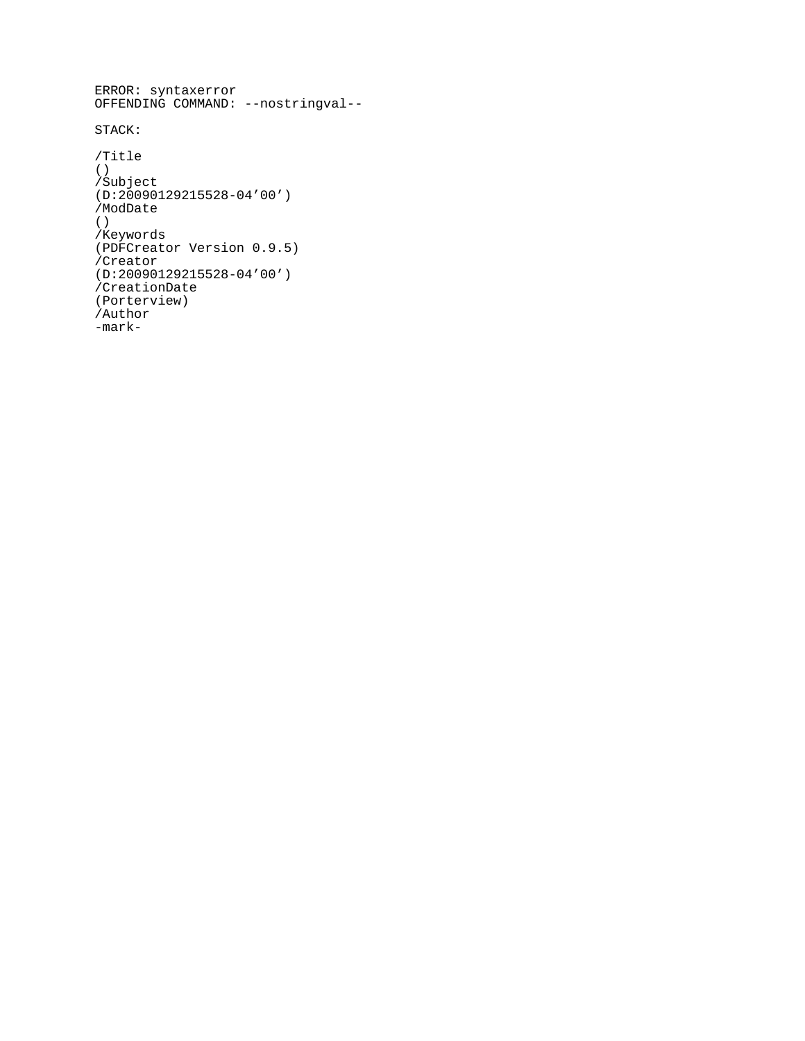ERROR: syntaxerror
OFFENDING COMMAND: --nostringval--

STACK:

/Title
()
/Subject
(D:20090129215528-04’00’)
/ModDate
()
/Keywords
(PDFCreator Version 0.9.5)
/Creator
(D:20090129215528-04’00’)
/CreationDate
(Porterview)
/Author
-mark-